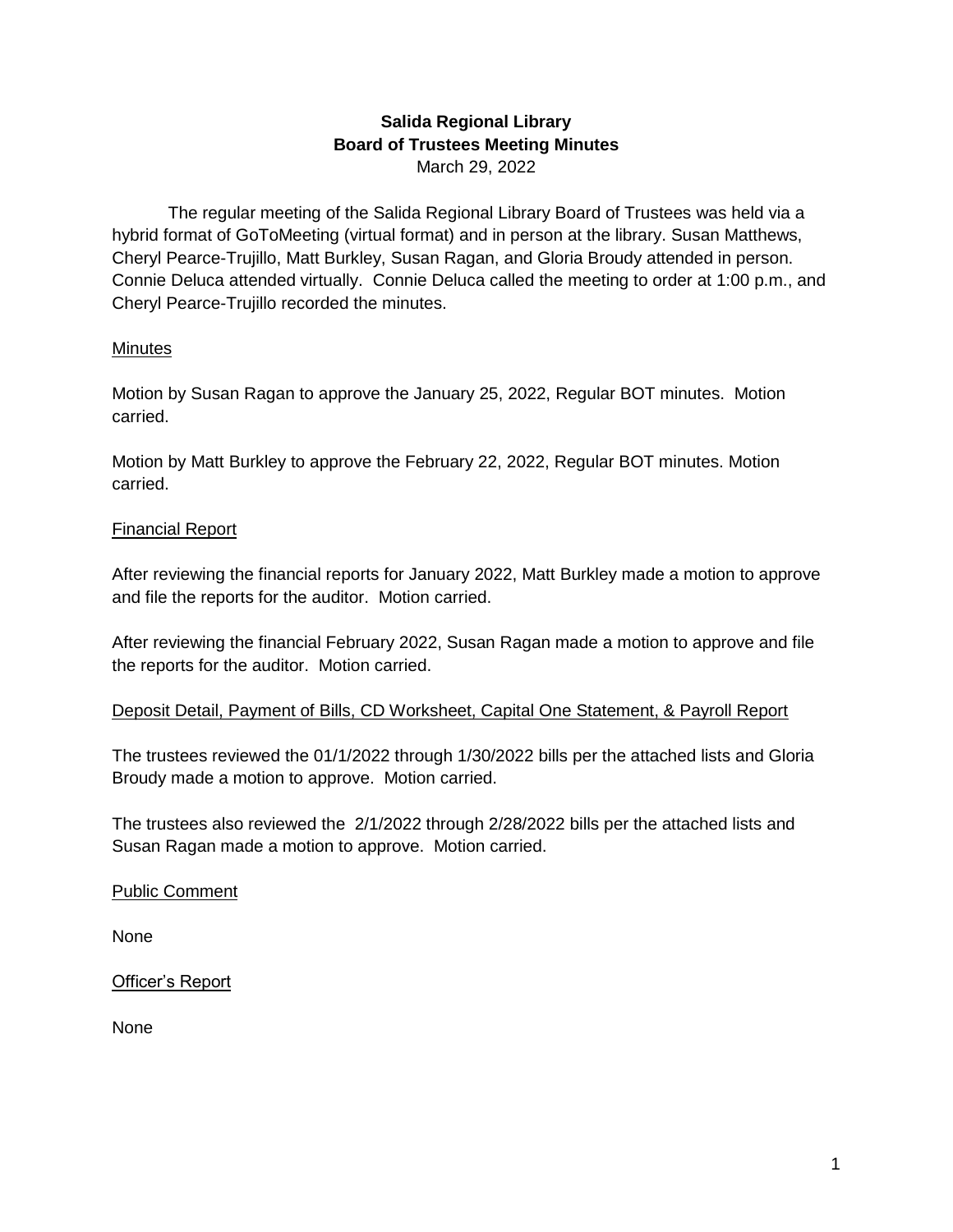**Salida Regional Library**
**Board of Trustees Meeting Minutes**
March 29, 2022

The regular meeting of the Salida Regional Library Board of Trustees was held via a hybrid format of GoToMeeting (virtual format) and in person at the library. Susan Matthews, Cheryl Pearce-Trujillo, Matt Burkley, Susan Ragan, and Gloria Broudy attended in person. Connie Deluca attended virtually. Connie Deluca called the meeting to order at 1:00 p.m., and Cheryl Pearce-Trujillo recorded the minutes.

Minutes

Motion by Susan Ragan to approve the January 25, 2022, Regular BOT minutes. Motion carried.

Motion by Matt Burkley to approve the February 22, 2022, Regular BOT minutes. Motion carried.

Financial Report

After reviewing the financial reports for January 2022, Matt Burkley made a motion to approve and file the reports for the auditor. Motion carried.

After reviewing the financial February 2022, Susan Ragan made a motion to approve and file the reports for the auditor. Motion carried.

Deposit Detail, Payment of Bills, CD Worksheet, Capital One Statement, & Payroll Report

The trustees reviewed the 01/1/2022 through 1/30/2022 bills per the attached lists and Gloria Broudy made a motion to approve. Motion carried.

The trustees also reviewed the 2/1/2022 through 2/28/2022 bills per the attached lists and Susan Ragan made a motion to approve. Motion carried.

Public Comment

None

Officer's Report

None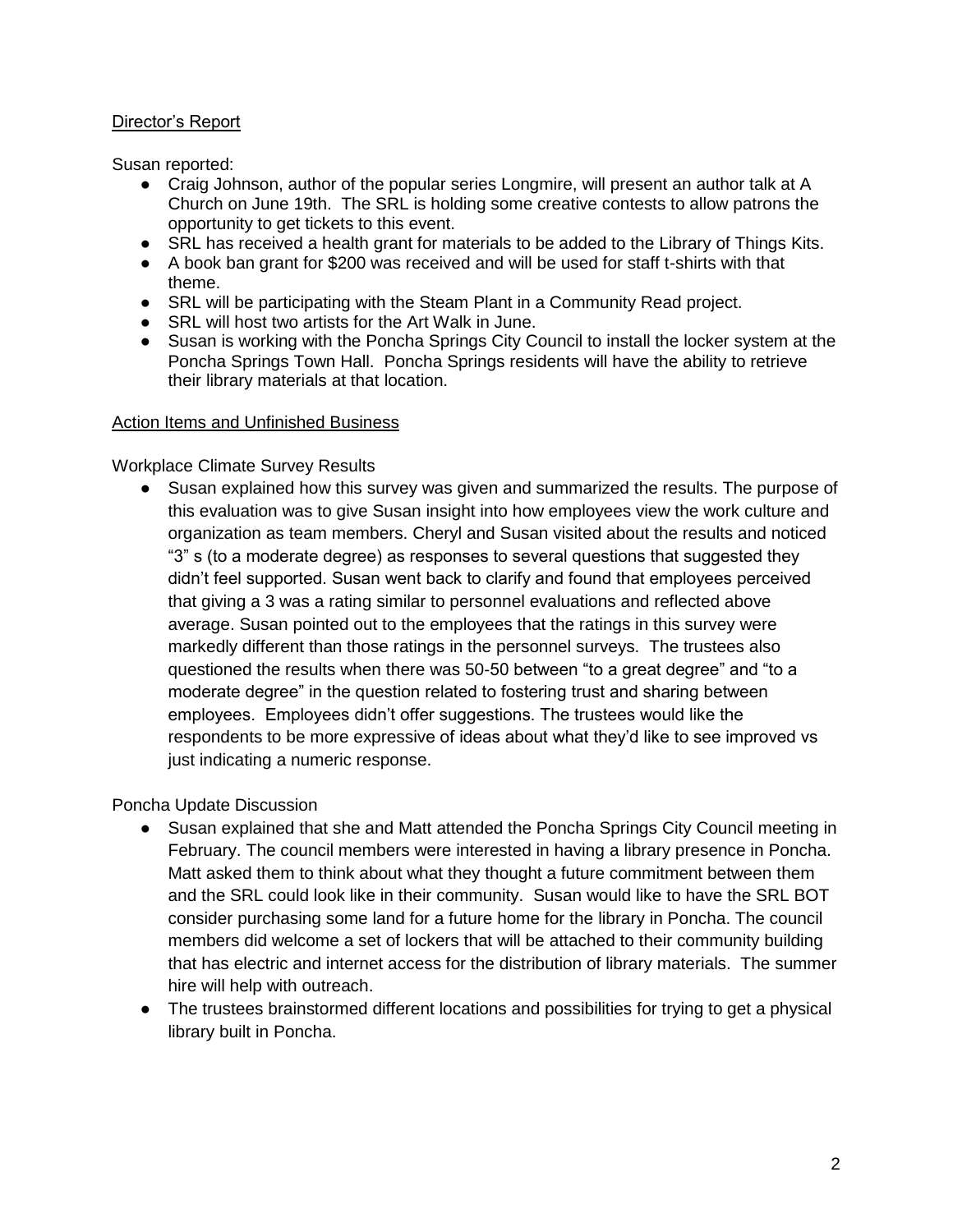Director's Report

Susan reported:

- Craig Johnson, author of the popular series Longmire, will present an author talk at A Church on June 19th. The SRL is holding some creative contests to allow patrons the opportunity to get tickets to this event.
- SRL has received a health grant for materials to be added to the Library of Things Kits.
- A book ban grant for $200 was received and will be used for staff t-shirts with that theme.
- SRL will be participating with the Steam Plant in a Community Read project.
- SRL will host two artists for the Art Walk in June.
- Susan is working with the Poncha Springs City Council to install the locker system at the Poncha Springs Town Hall. Poncha Springs residents will have the ability to retrieve their library materials at that location.

Action Items and Unfinished Business

Workplace Climate Survey Results

- Susan explained how this survey was given and summarized the results. The purpose of this evaluation was to give Susan insight into how employees view the work culture and organization as team members. Cheryl and Susan visited about the results and noticed "3" s (to a moderate degree) as responses to several questions that suggested they didn't feel supported. Susan went back to clarify and found that employees perceived that giving a 3 was a rating similar to personnel evaluations and reflected above average. Susan pointed out to the employees that the ratings in this survey were markedly different than those ratings in the personnel surveys. The trustees also questioned the results when there was 50-50 between "to a great degree" and "to a moderate degree" in the question related to fostering trust and sharing between employees. Employees didn't offer suggestions. The trustees would like the respondents to be more expressive of ideas about what they'd like to see improved vs just indicating a numeric response.

Poncha Update Discussion

- Susan explained that she and Matt attended the Poncha Springs City Council meeting in February. The council members were interested in having a library presence in Poncha. Matt asked them to think about what they thought a future commitment between them and the SRL could look like in their community. Susan would like to have the SRL BOT consider purchasing some land for a future home for the library in Poncha. The council members did welcome a set of lockers that will be attached to their community building that has electric and internet access for the distribution of library materials. The summer hire will help with outreach.
- The trustees brainstormed different locations and possibilities for trying to get a physical library built in Poncha.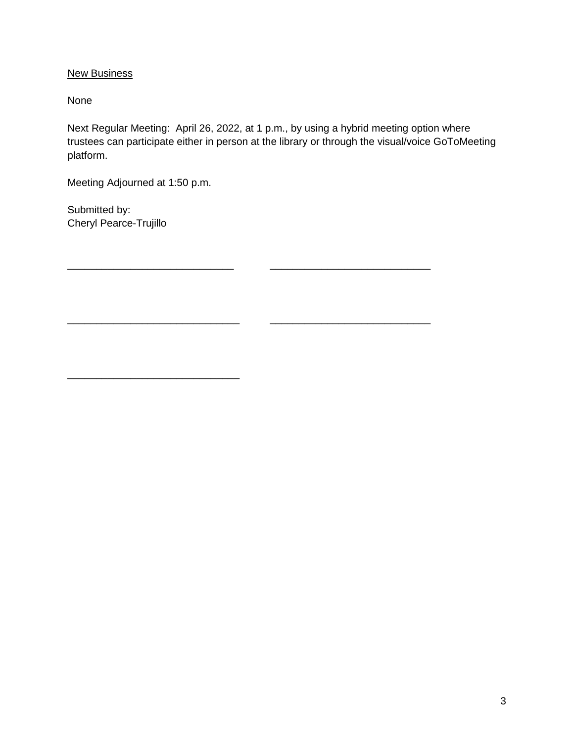<u>New Business</u>

None

Next Regular Meeting: April 26, 2022, at 1 p.m., by using a hybrid meeting option where trustees can participate either in person at the library or through the visual/voice GoToMeeting platform.

Meeting Adjourned at 1:50 p.m.

Submitted by:
Cheryl Pearce-Trujillo

______________________________ ______________________________

______________________________ ______________________________

______________________________